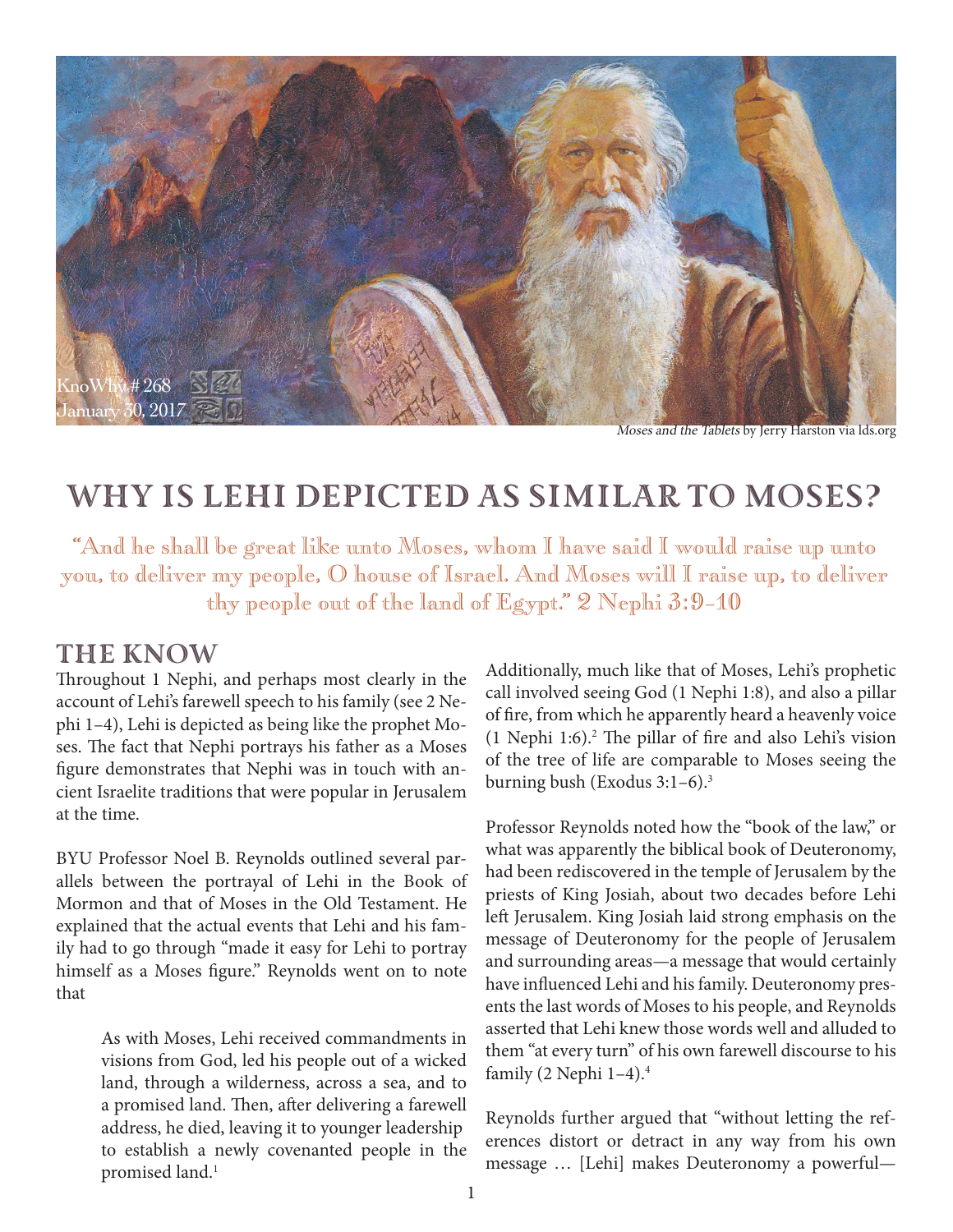KnoWhy # 268
January 30, 2017

*Moses and the Tablets* by Jerry Harston via lds.org

# WHY IS LEHI DEPICTED AS SIMILAR TO MOSES?

"And he shall be great like unto Moses, whom I have said I would raise up unto you, to deliver my people, O house of Israel. And Moses will I raise up, to deliver thy people out of the land of Egypt." 2 Nephi 3:9-10

## THE KNOW

Throughout 1 Nephi, and perhaps most clearly in the account of Lehi's farewell speech to his family (see 2 Nephi 1–4), Lehi is depicted as being like the prophet Moses. The fact that Nephi portrays his father as a Moses figure demonstrates that Nephi was in touch with ancient Israelite traditions that were popular in Jerusalem at the time.

BYU Professor Noel B. Reynolds outlined several parallels between the portrayal of Lehi in the Book of Mormon and that of Moses in the Old Testament. He explained that the actual events that Lehi and his family had to go through "made it easy for Lehi to portray himself as a Moses figure." Reynolds went on to note that

> As with Moses, Lehi received commandments in visions from God, led his people out of a wicked land, through a wilderness, across a sea, and to a promised land. Then, after delivering a farewell address, he died, leaving it to younger leadership to establish a newly covenanted people in the promised land.[1]

Additionally, much like that of Moses, Lehi's prophetic call involved seeing God (1 Nephi 1:8), and also a pillar of fire, from which he apparently heard a heavenly voice (1 Nephi 1:6).[2] The pillar of fire and also Lehi's vision of the tree of life are comparable to Moses seeing the burning bush (Exodus 3:1–6).[3]

Professor Reynolds noted how the "book of the law," or what was apparently the biblical book of Deuteronomy, had been rediscovered in the temple of Jerusalem by the priests of King Josiah, about two decades before Lehi left Jerusalem. King Josiah laid strong emphasis on the message of Deuteronomy for the people of Jerusalem and surrounding areas—a message that would certainly have influenced Lehi and his family. Deuteronomy presents the last words of Moses to his people, and Reynolds asserted that Lehi knew those words well and alluded to them "at every turn" of his own farewell discourse to his family (2 Nephi 1–4).[4]

Reynolds further argued that "without letting the references distort or detract in any way from his own message … [Lehi] makes Deuteronomy a powerful—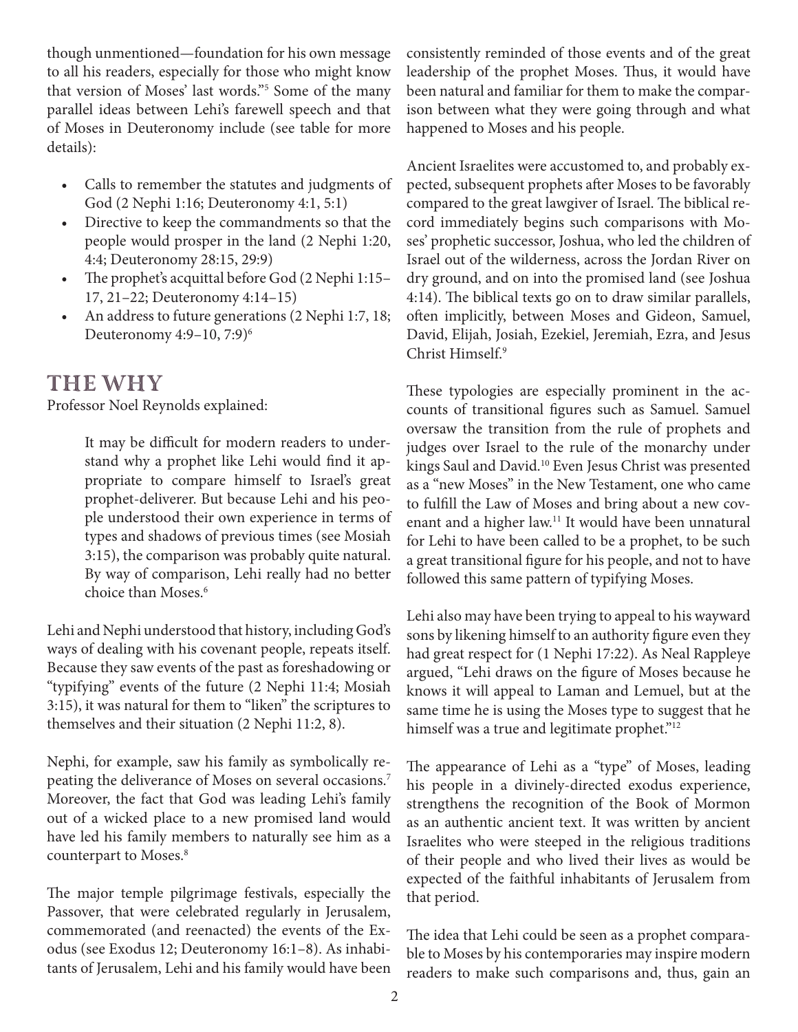though unmentioned—foundation for his own message to all his readers, especially for those who might know that version of Moses' last words."[5] Some of the many parallel ideas between Lehi's farewell speech and that of Moses in Deuteronomy include (see table for more details):

- Calls to remember the statutes and judgments of God (2 Nephi 1:16; Deuteronomy 4:1, 5:1)
- Directive to keep the commandments so that the people would prosper in the land (2 Nephi 1:20, 4:4; Deuteronomy 28:15, 29:9)
- The prophet's acquittal before God (2 Nephi 1:15–17, 21–22; Deuteronomy 4:14–15)
- An address to future generations (2 Nephi 1:7, 18; Deuteronomy 4:9–10, 7:9)[6]

## The Why

Professor Noel Reynolds explained:

> It may be difficult for modern readers to understand why a prophet like Lehi would find it appropriate to compare himself to Israel's great prophet-deliverer. But because Lehi and his people understood their own experience in terms of types and shadows of previous times (see Mosiah 3:15), the comparison was probably quite natural. By way of comparison, Lehi really had no better choice than Moses.[6]

Lehi and Nephi understood that history, including God's ways of dealing with his covenant people, repeats itself. Because they saw events of the past as foreshadowing or "typifying" events of the future (2 Nephi 11:4; Mosiah 3:15), it was natural for them to "liken" the scriptures to themselves and their situation (2 Nephi 11:2, 8).

Nephi, for example, saw his family as symbolically repeating the deliverance of Moses on several occasions.[7] Moreover, the fact that God was leading Lehi's family out of a wicked place to a new promised land would have led his family members to naturally see him as a counterpart to Moses.[8]

The major temple pilgrimage festivals, especially the Passover, that were celebrated regularly in Jerusalem, commemorated (and reenacted) the events of the Exodus (see Exodus 12; Deuteronomy 16:1–8). As inhabitants of Jerusalem, Lehi and his family would have been consistently reminded of those events and of the great leadership of the prophet Moses. Thus, it would have been natural and familiar for them to make the comparison between what they were going through and what happened to Moses and his people.

Ancient Israelites were accustomed to, and probably expected, subsequent prophets after Moses to be favorably compared to the great lawgiver of Israel. The biblical record immediately begins such comparisons with Moses' prophetic successor, Joshua, who led the children of Israel out of the wilderness, across the Jordan River on dry ground, and on into the promised land (see Joshua 4:14). The biblical texts go on to draw similar parallels, often implicitly, between Moses and Gideon, Samuel, David, Elijah, Josiah, Ezekiel, Jeremiah, Ezra, and Jesus Christ Himself.[9]

These typologies are especially prominent in the accounts of transitional figures such as Samuel. Samuel oversaw the transition from the rule of prophets and judges over Israel to the rule of the monarchy under kings Saul and David.[10] Even Jesus Christ was presented as a "new Moses" in the New Testament, one who came to fulfill the Law of Moses and bring about a new covenant and a higher law.[11] It would have been unnatural for Lehi to have been called to be a prophet, to be such a great transitional figure for his people, and not to have followed this same pattern of typifying Moses.

Lehi also may have been trying to appeal to his wayward sons by likening himself to an authority figure even they had great respect for (1 Nephi 17:22). As Neal Rappleye argued, "Lehi draws on the figure of Moses because he knows it will appeal to Laman and Lemuel, but at the same time he is using the Moses type to suggest that he himself was a true and legitimate prophet."[12]

The appearance of Lehi as a "type" of Moses, leading his people in a divinely-directed exodus experience, strengthens the recognition of the Book of Mormon as an authentic ancient text. It was written by ancient Israelites who were steeped in the religious traditions of their people and who lived their lives as would be expected of the faithful inhabitants of Jerusalem from that period.

The idea that Lehi could be seen as a prophet comparable to Moses by his contemporaries may inspire modern readers to make such comparisons and, thus, gain an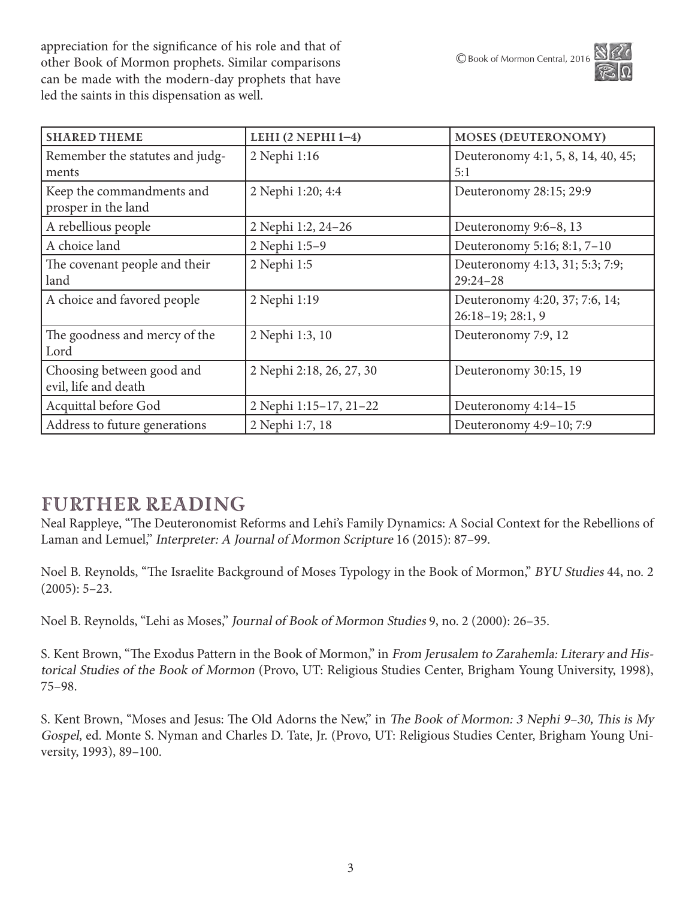appreciation for the significance of his role and that of other Book of Mormon prophets. Similar comparisons can be made with the modern-day prophets that have led the saints in this dispensation as well.

| SHARED THEME | LEHI (2 NEPHI 1–4) | MOSES (DEUTERONOMY) |
|---|---|---|
| Remember the statutes and judgments | 2 Nephi 1:16 | Deuteronomy 4:1, 5, 8, 14, 40, 45; 5:1 |
| Keep the commandments and prosper in the land | 2 Nephi 1:20; 4:4 | Deuteronomy 28:15; 29:9 |
| A rebellious people | 2 Nephi 1:2, 24–26 | Deuteronomy 9:6–8, 13 |
| A choice land | 2 Nephi 1:5–9 | Deuteronomy 5:16; 8:1, 7–10 |
| The covenant people and their land | 2 Nephi 1:5 | Deuteronomy 4:13, 31; 5:3; 7:9; 29:24–28 |
| A choice and favored people | 2 Nephi 1:19 | Deuteronomy 4:20, 37; 7:6, 14; 26:18–19; 28:1, 9 |
| The goodness and mercy of the Lord | 2 Nephi 1:3, 10 | Deuteronomy 7:9, 12 |
| Choosing between good and evil, life and death | 2 Nephi 2:18, 26, 27, 30 | Deuteronomy 30:15, 19 |
| Acquittal before God | 2 Nephi 1:15–17, 21–22 | Deuteronomy 4:14–15 |
| Address to future generations | 2 Nephi 1:7, 18 | Deuteronomy 4:9–10; 7:9 |

## FURTHER READING

Neal Rappleye, "The Deuteronomist Reforms and Lehi's Family Dynamics: A Social Context for the Rebellions of Laman and Lemuel," *Interpreter: A Journal of Mormon Scripture* 16 (2015): 87–99.

Noel B. Reynolds, "The Israelite Background of Moses Typology in the Book of Mormon," *BYU Studies* 44, no. 2 (2005): 5–23.

Noel B. Reynolds, "Lehi as Moses," *Journal of Book of Mormon Studies* 9, no. 2 (2000): 26–35.

S. Kent Brown, "The Exodus Pattern in the Book of Mormon," in *From Jerusalem to Zarahemla: Literary and Historical Studies of the Book of Mormon* (Provo, UT: Religious Studies Center, Brigham Young University, 1998), 75–98.

S. Kent Brown, "Moses and Jesus: The Old Adorns the New," in *The Book of Mormon: 3 Nephi 9–30, This is My Gospel*, ed. Monte S. Nyman and Charles D. Tate, Jr. (Provo, UT: Religious Studies Center, Brigham Young University, 1993), 89–100.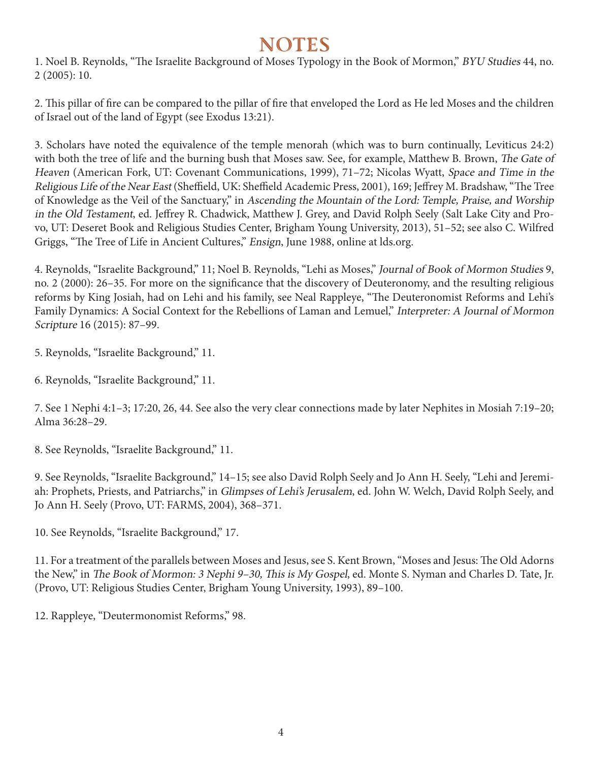# NOTES

1. Noel B. Reynolds, "The Israelite Background of Moses Typology in the Book of Mormon," *BYU Studies* 44, no. 2 (2005): 10.

2. This pillar of fire can be compared to the pillar of fire that enveloped the Lord as He led Moses and the children of Israel out of the land of Egypt (see Exodus 13:21).

3. Scholars have noted the equivalence of the temple menorah (which was to burn continually, Leviticus 24:2) with both the tree of life and the burning bush that Moses saw. See, for example, Matthew B. Brown, *The Gate of Heaven* (American Fork, UT: Covenant Communications, 1999), 71–72; Nicolas Wyatt, *Space and Time in the Religious Life of the Near East* (Sheffield, UK: Sheffield Academic Press, 2001), 169; Jeffrey M. Bradshaw, "The Tree of Knowledge as the Veil of the Sanctuary," in *Ascending the Mountain of the Lord: Temple, Praise, and Worship in the Old Testament*, ed. Jeffrey R. Chadwick, Matthew J. Grey, and David Rolph Seely (Salt Lake City and Provo, UT: Deseret Book and Religious Studies Center, Brigham Young University, 2013), 51–52; see also C. Wilfred Griggs, "The Tree of Life in Ancient Cultures," *Ensign*, June 1988, online at lds.org.

4. Reynolds, "Israelite Background," 11; Noel B. Reynolds, "Lehi as Moses," *Journal of Book of Mormon Studies* 9, no. 2 (2000): 26–35. For more on the significance that the discovery of Deuteronomy, and the resulting religious reforms by King Josiah, had on Lehi and his family, see Neal Rappleye, "The Deuteronomist Reforms and Lehi's Family Dynamics: A Social Context for the Rebellions of Laman and Lemuel," *Interpreter: A Journal of Mormon Scripture* 16 (2015): 87–99.

5. Reynolds, "Israelite Background," 11.

6. Reynolds, "Israelite Background," 11.

7. See 1 Nephi 4:1–3; 17:20, 26, 44. See also the very clear connections made by later Nephites in Mosiah 7:19–20; Alma 36:28–29.

8. See Reynolds, "Israelite Background," 11.

9. See Reynolds, "Israelite Background," 14–15; see also David Rolph Seely and Jo Ann H. Seely, "Lehi and Jeremiah: Prophets, Priests, and Patriarchs," in *Glimpses of Lehi's Jerusalem*, ed. John W. Welch, David Rolph Seely, and Jo Ann H. Seely (Provo, UT: FARMS, 2004), 368–371.

10. See Reynolds, "Israelite Background," 17.

11. For a treatment of the parallels between Moses and Jesus, see S. Kent Brown, "Moses and Jesus: The Old Adorns the New," in *The Book of Mormon: 3 Nephi 9–30, This is My Gospel*, ed. Monte S. Nyman and Charles D. Tate, Jr. (Provo, UT: Religious Studies Center, Brigham Young University, 1993), 89–100.

12. Rappleye, "Deutermonomist Reforms," 98.